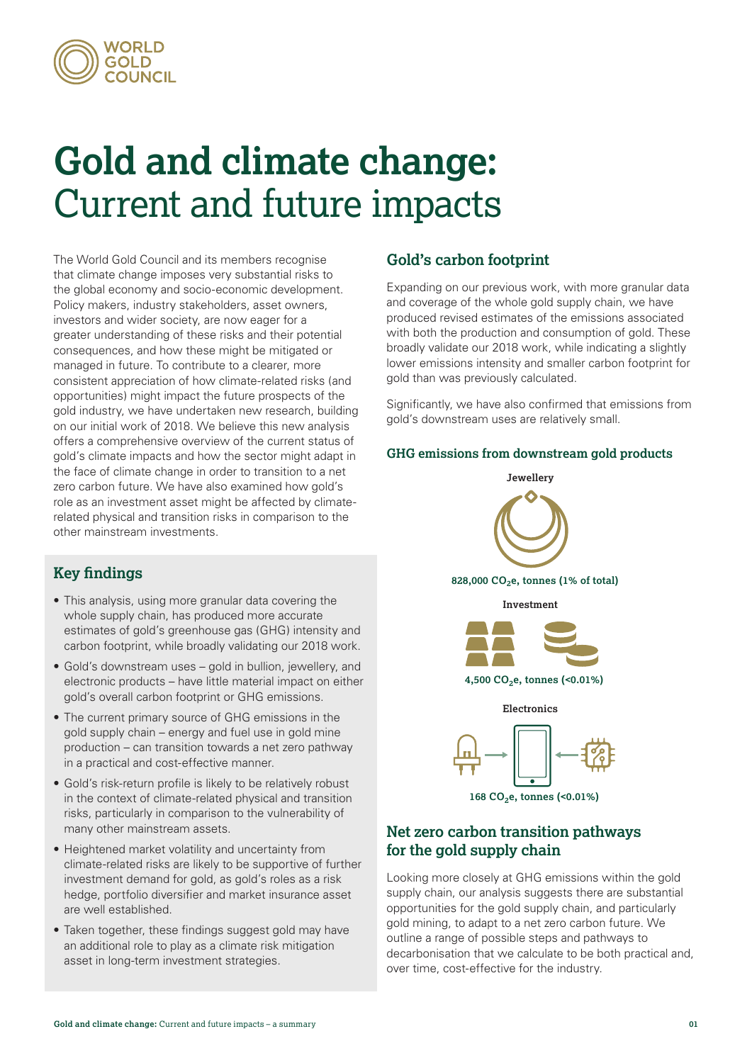# Gold and climate change: Current and future impacts

The World Gold Council and its members recognise that climate change imposes very substantial risks to the global economy and socio-economic development. Policy makers, industry stakeholders, asset owners, investors and wider society, are now eager for a greater understanding of these risks and their potential consequences, and how these might be mitigated or managed in future. To contribute to a clearer, more consistent appreciation of how climate-related risks (and opportunities) might impact the future prospects of the gold industry, we have undertaken new research, building on our initial work of 2018. We believe this new analysis offers a comprehensive overview of the current status of gold's climate impacts and how the sector might adapt in the face of climate change in order to transition to a net zero carbon future. We have also examined how gold's role as an investment asset might be affected by climate-related physical and transition risks in comparison to the other mainstream investments.

## Key findings

- This analysis, using more granular data covering the whole supply chain, has produced more accurate estimates of gold's greenhouse gas (GHG) intensity and carbon footprint, while broadly validating our 2018 work.
- Gold's downstream uses – gold in bullion, jewellery, and electronic products – have little material impact on either gold's overall carbon footprint or GHG emissions.
- The current primary source of GHG emissions in the gold supply chain – energy and fuel use in gold mine production – can transition towards a net zero pathway in a practical and cost-effective manner.
- Gold's risk-return profile is likely to be relatively robust in the context of climate-related physical and transition risks, particularly in comparison to the vulnerability of many other mainstream assets.
- Heightened market volatility and uncertainty from climate-related risks are likely to be supportive of further investment demand for gold, as gold's roles as a risk hedge, portfolio diversifier and market insurance asset are well established.
- Taken together, these findings suggest gold may have an additional role to play as a climate risk mitigation asset in long-term investment strategies.

## Gold's carbon footprint

Expanding on our previous work, with more granular data and coverage of the whole gold supply chain, we have produced revised estimates of the emissions associated with both the production and consumption of gold. These broadly validate our 2018 work, while indicating a slightly lower emissions intensity and smaller carbon footprint for gold than was previously calculated.

Significantly, we have also confirmed that emissions from gold's downstream uses are relatively small.

### GHG emissions from downstream gold products

**Jewellery**

828,000 $CO_2$e, tonnes (1% of total)

**Investment**

4,500 $CO_2$e, tonnes (<0.01%)

**Electronics**

168 $CO_2$e, tonnes (<0.01%)

## Net zero carbon transition pathways for the gold supply chain

Looking more closely at GHG emissions within the gold supply chain, our analysis suggests there are substantial opportunities for the gold supply chain, and particularly gold mining, to adapt to a net zero carbon future. We outline a range of possible steps and pathways to decarbonisation that we calculate to be both practical and, over time, cost-effective for the industry.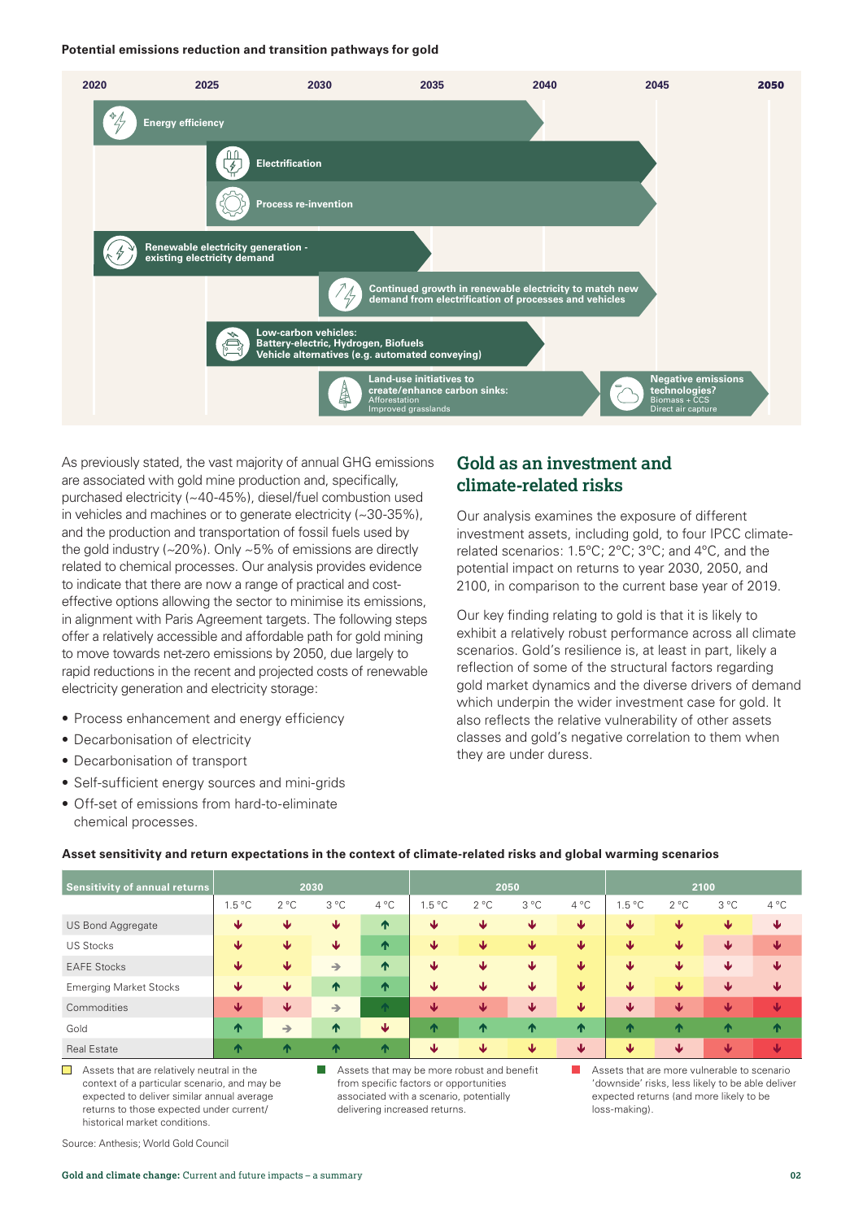**Potential emissions reduction and transition pathways for gold**

2020 2025 2030 2035 2040 2045 2050

Energy efficiency

Electrification

Process re-invention

Renewable electricity generation - existing electricity demand

Continued growth in renewable electricity to match new demand from electrification of processes and vehicles

Low-carbon vehicles: Battery-electric, Hydrogen, Biofuels Vehicle alternatives (e.g. automated conveying)

Land-use initiatives to create/enhance carbon sinks: Afforestation Improved grasslands

Negative emissions technologies? Biomass + CCS Direct air capture

As previously stated, the vast majority of annual GHG emissions are associated with gold mine production and, specifically, purchased electricity (~40-45%), diesel/fuel combustion used in vehicles and machines or to generate electricity (~30-35%), and the production and transportation of fossil fuels used by the gold industry (~20%). Only ~5% of emissions are directly related to chemical processes. Our analysis provides evidence to indicate that there are now a range of practical and cost-effective options allowing the sector to minimise its emissions, in alignment with Paris Agreement targets. The following steps offer a relatively accessible and affordable path for gold mining to move towards net-zero emissions by 2050, due largely to rapid reductions in the recent and projected costs of renewable electricity generation and electricity storage:

- Process enhancement and energy efficiency
- Decarbonisation of electricity
- Decarbonisation of transport
- Self-sufficient energy sources and mini-grids
- Off-set of emissions from hard-to-eliminate chemical processes.

## Gold as an investment and climate-related risks

Our analysis examines the exposure of different investment assets, including gold, to four IPCC climate-related scenarios: 1.5°C; 2°C; 3°C; and 4°C, and the potential impact on returns to year 2030, 2050, and 2100, in comparison to the current base year of 2019.

Our key finding relating to gold is that it is likely to exhibit a relatively robust performance across all climate scenarios. Gold's resilience is, at least in part, likely a reflection of some of the structural factors regarding gold market dynamics and the diverse drivers of demand which underpin the wider investment case for gold. It also reflects the relative vulnerability of other assets classes and gold's negative correlation to them when they are under duress.

**Asset sensitivity and return expectations in the context of climate-related risks and global warming scenarios**

| Sensitivity of annual returns | 2030 | | | | 2050 | | | | 2100 | | | |
|---|---|---|---|---|---|---|---|---|---|---|---|---|
| | 1.5 °C | 2 °C | 3 °C | 4 °C | 1.5 °C | 2 °C | 3 °C | 4 °C | 1.5 °C | 2 °C | 3 °C | 4 °C |
| US Bond Aggregate | ↓ | ↓ | ↓ | ↑ | ↓ | ↓ | ↓ | ↓ | ↓ | ↓ | ↓ | ↓ |
| US Stocks | ↓ | ↓ | ↓ | ↑ | ↓ | ↓ | ↓ | ↓ | ↓ | ↓ | ↓ | ↓ |
| EAFE Stocks | ↓ | ↓ | → | ↑ | ↓ | ↓ | ↓ | ↓ | ↓ | ↓ | ↓ | ↓ |
| Emerging Market Stocks | ↓ | ↓ | ↑ | ↑ | ↓ | ↓ | ↓ | ↓ | ↓ | ↓ | ↓ | ↓ |
| Commodities | ↓ | ↓ | → | ↑ | ↓ | ↓ | ↓ | ↓ | ↓ | ↓ | ↓ | ↓ |
| Gold | ↑ | → | ↑ | ↓ | ↑ | ↑ | ↑ | ↑ | ↑ | ↑ | ↑ | ↑ |
| Real Estate | ↑ | ↑ | ↑ | ↑ | ↓ | ↓ | ↓ | ↓ | ↓ | ↓ | ↓ | ↓ |

Assets that are relatively neutral in the context of a particular scenario, and may be expected to deliver similar average returns to those expected under current/historical market conditions.

Assets that may be more robust and benefit from specific factors or opportunities associated with a scenario, potentially delivering increased returns.

Assets that are more vulnerable to scenario 'downside' risks, less likely to be able deliver expected returns (and more likely to be loss-making).

Source: Anthesis; World Gold Council